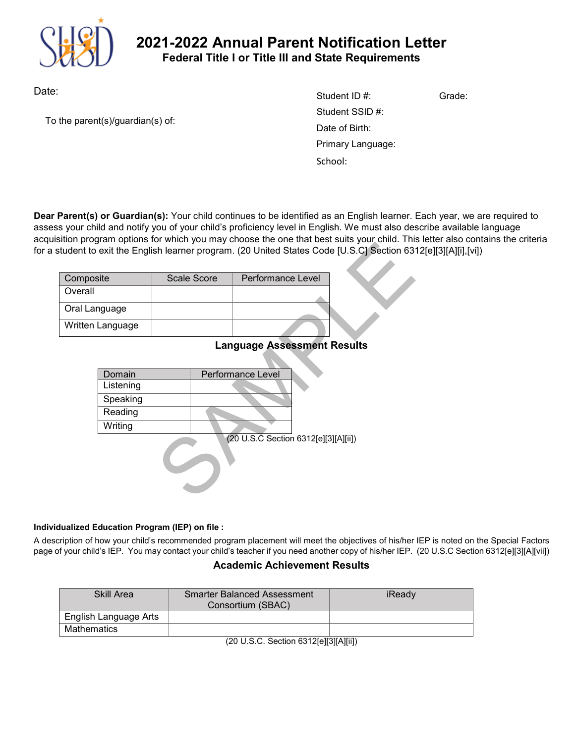# 2021-2022 Annual Parent Notification Letter

## Federal Title I or Title III and State Requirements

Date:

To the parent(s)/guardian(s) of:

Student ID #: Grade:

Student SSID #:

Date of Birth:

Primary Language:

School:

**Dear Parent(s) or Guardian(s):** Your child continues to be identified as an English learner. Each year, we are required to assess your child and notify you of your child's proficiency level in English. We must also describe available language acquisition program options for which you may choose the one that best suits your child. This letter also contains the criteria for a student to exit the English learner program. (20 United States Code [U.S.C] Section 6312[e][3][A][i],[vi])

| Composite | Scale Score | Performance Level |
|---|---|---|
| Overall | | |
| Oral Language | | |
| Written Language | | |

### Language Assessment Results

| Domain | Performance Level |
|---|---|
| Listening | |
| Speaking | |
| Reading | |
| Writing | |

(20 U.S.C Section 6312[e][3][A][ii])

**Individualized Education Program (IEP) on file :**

A description of how your child's recommended program placement will meet the objectives of his/her IEP is noted on the Special Factors page of your child's IEP. You may contact your child's teacher if you need another copy of his/her IEP. (20 U.S.C Section 6312[e][3][A][vii])

### Academic Achievement Results

| Skill Area | Smarter Balanced Assessment Consortium (SBAC) | iReady |
|---|---|---|
| English Language Arts | | |
| Mathematics | | |

(20 U.S.C. Section 6312[e][3][A][ii])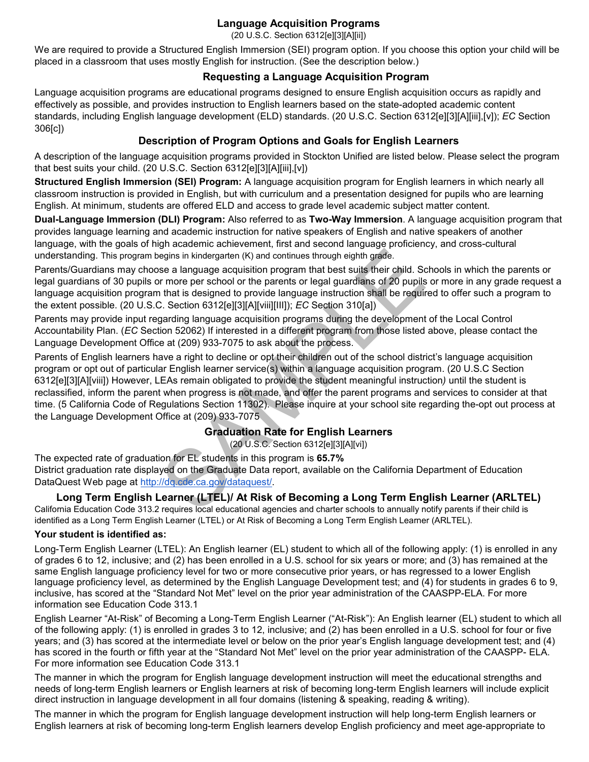## Language Acquisition Programs

(20 U.S.C. Section 6312[e][3][A][ii])

We are required to provide a Structured English Immersion (SEI) program option. If you choose this option your child will be placed in a classroom that uses mostly English for instruction. (See the description below.)

## Requesting a Language Acquisition Program

Language acquisition programs are educational programs designed to ensure English acquisition occurs as rapidly and effectively as possible, and provides instruction to English learners based on the state-adopted academic content standards, including English language development (ELD) standards. (20 U.S.C. Section 6312[e][3][A][iii],[v]); *EC* Section 306[c])

## Description of Program Options and Goals for English Learners

A description of the language acquisition programs provided in Stockton Unified are listed below. Please select the program that best suits your child. (20 U.S.C. Section 6312[e][3][A][iii],[v])

**Structured English Immersion (SEI) Program:** A language acquisition program for English learners in which nearly all classroom instruction is provided in English, but with curriculum and a presentation designed for pupils who are learning English. At minimum, students are offered ELD and access to grade level academic subject matter content.

**Dual-Language Immersion (DLI) Program:** Also referred to as **Two-Way Immersion**. A language acquisition program that provides language learning and academic instruction for native speakers of English and native speakers of another language, with the goals of high academic achievement, first and second language proficiency, and cross-cultural understanding. This program begins in kindergarten (K) and continues through eighth grade.

Parents/Guardians may choose a language acquisition program that best suits their child. Schools in which the parents or legal guardians of 30 pupils or more per school or the parents or legal guardians of 20 pupils or more in any grade request a language acquisition program that is designed to provide language instruction shall be required to offer such a program to the extent possible. (20 U.S.C. Section 6312[e][3][A][viii][III]); *EC* Section 310[a])

Parents may provide input regarding language acquisition programs during the development of the Local Control Accountability Plan. (*EC* Section 52062) If interested in a different program from those listed above, please contact the Language Development Office at (209) 933-7075 to ask about the process.

Parents of English learners have a right to decline or opt their children out of the school district's language acquisition program or opt out of particular English learner service(s) within a language acquisition program. (20 U.S.C Section 6312[e][3][A][viii]) However, LEAs remain obligated to provide the student meaningful instruction*)* until the student is reclassified, inform the parent when progress is not made, and offer the parent programs and services to consider at that time. (5 California Code of Regulations Section 11302). Please inquire at your school site regarding the-opt out process at the Language Development Office at (209) 933-7075

## Graduation Rate for English Learners

(20 U.S.C. Section 6312[e][3][A][vi])

The expected rate of graduation for EL students in this program is **65.7%**
District graduation rate displayed on the Graduate Data report, available on the California Department of Education DataQuest Web page at http://dq.cde.ca.gov/dataquest/.

## Long Term English Learner (LTEL)/ At Risk of Becoming a Long Term English Learner (ARLTEL)

California Education Code 313.2 requires local educational agencies and charter schools to annually notify parents if their child is identified as a Long Term English Learner (LTEL) or At Risk of Becoming a Long Term English Learner (ARLTEL).

**Your student is identified as:**

Long-Term English Learner (LTEL): An English learner (EL) student to which all of the following apply: (1) is enrolled in any of grades 6 to 12, inclusive; and (2) has been enrolled in a U.S. school for six years or more; and (3) has remained at the same English language proficiency level for two or more consecutive prior years, or has regressed to a lower English language proficiency level, as determined by the English Language Development test; and (4) for students in grades 6 to 9, inclusive, has scored at the "Standard Not Met" level on the prior year administration of the CAASPP-ELA. For more information see Education Code 313.1

English Learner "At-Risk" of Becoming a Long-Term English Learner ("At-Risk"): An English learner (EL) student to which all of the following apply: (1) is enrolled in grades 3 to 12, inclusive; and (2) has been enrolled in a U.S. school for four or five years; and (3) has scored at the intermediate level or below on the prior year's English language development test; and (4) has scored in the fourth or fifth year at the "Standard Not Met" level on the prior year administration of the CAASPP- ELA. For more information see Education Code 313.1

The manner in which the program for English language development instruction will meet the educational strengths and needs of long-term English learners or English learners at risk of becoming long-term English learners will include explicit direct instruction in language development in all four domains (listening & speaking, reading & writing).

The manner in which the program for English language development instruction will help long-term English learners or English learners at risk of becoming long-term English learners develop English proficiency and meet age-appropriate to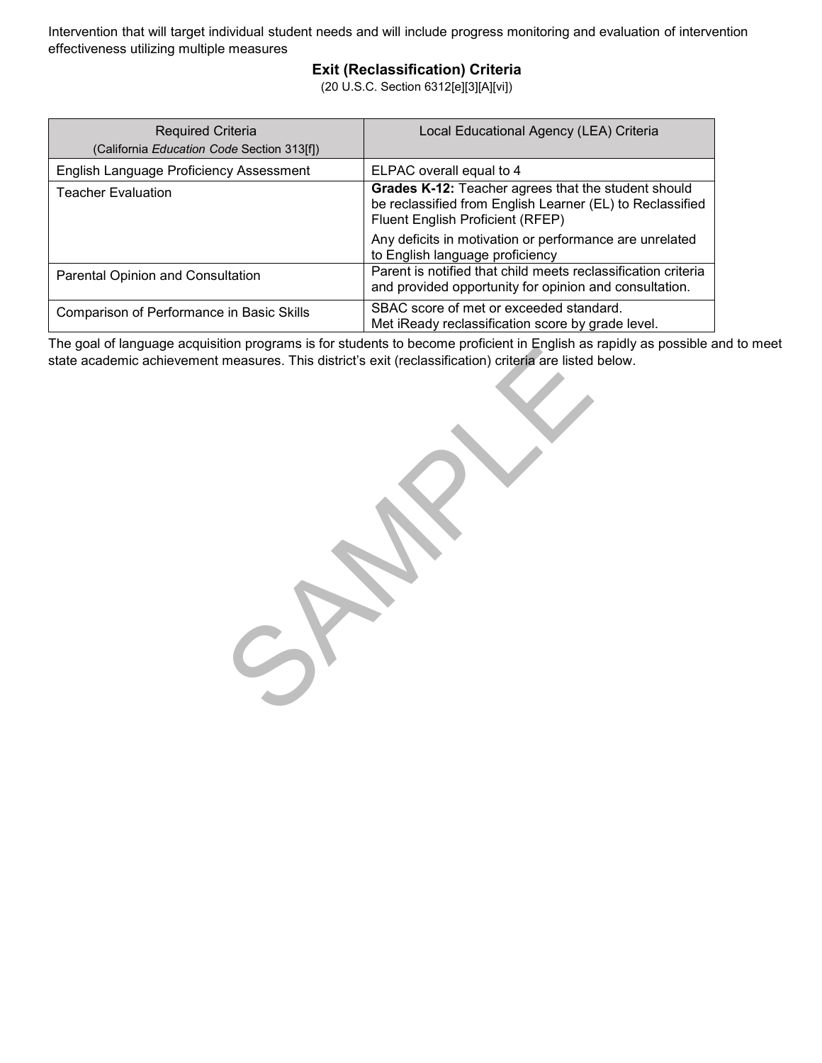Intervention that will target individual student needs and will include progress monitoring and evaluation of intervention effectiveness utilizing multiple measures

## Exit (Reclassification) Criteria

(20 U.S.C. Section 6312[e][3][A][vi])

| Required Criteria (California *Education Code* Section 313[f]) | Local Educational Agency (LEA) Criteria |
|---|---|
| English Language Proficiency Assessment | ELPAC overall equal to 4 |
| Teacher Evaluation | **Grades K-12:** Teacher agrees that the student should be reclassified from English Learner (EL) to Reclassified Fluent English Proficient (RFEP)<br>Any deficits in motivation or performance are unrelated to English language proficiency |
| Parental Opinion and Consultation | Parent is notified that child meets reclassification criteria and provided opportunity for opinion and consultation. |
| Comparison of Performance in Basic Skills | SBAC score of met or exceeded standard.<br>Met iReady reclassification score by grade level. |

The goal of language acquisition programs is for students to become proficient in English as rapidly as possible and to meet state academic achievement measures. This district's exit (reclassification) criteria are listed below.

SAMPLE